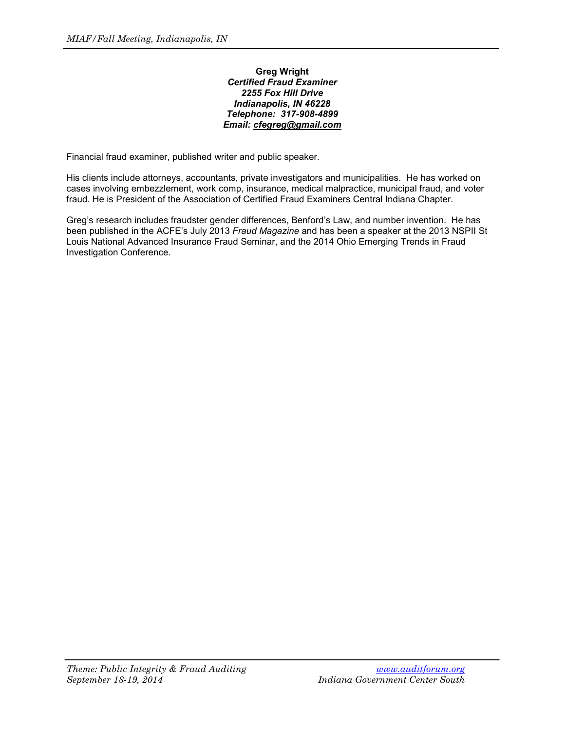**Greg Wright**
***Certified Fraud Examiner***
***2255 Fox Hill Drive***
***Indianapolis, IN 46228***
***Telephone: 317-908-4899***
***Email: cfegreg@gmail.com***

Financial fraud examiner, published writer and public speaker.

His clients include attorneys, accountants, private investigators and municipalities. He has worked on cases involving embezzlement, work comp, insurance, medical malpractice, municipal fraud, and voter fraud. He is President of the Association of Certified Fraud Examiners Central Indiana Chapter.

Greg's research includes fraudster gender differences, Benford's Law, and number invention. He has been published in the ACFE's July 2013 *Fraud Magazine* and has been a speaker at the 2013 NSPII St Louis National Advanced Insurance Fraud Seminar, and the 2014 Ohio Emerging Trends in Fraud Investigation Conference.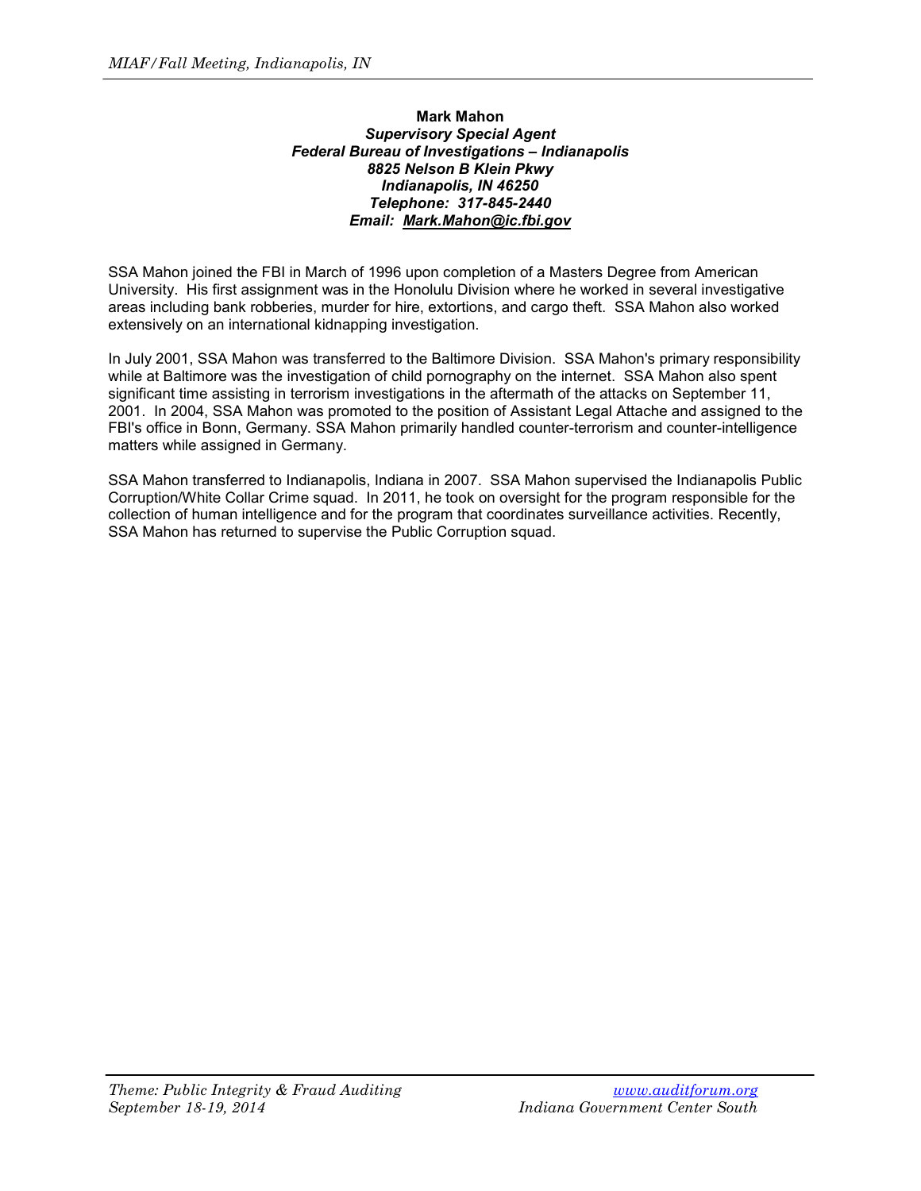**Mark Mahon**
***Supervisory Special Agent***
***Federal Bureau of Investigations – Indianapolis***
***8825 Nelson B Klein Pkwy***
***Indianapolis, IN 46250***
***Telephone: 317-845-2440***
***Email: Mark.Mahon@ic.fbi.gov***

SSA Mahon joined the FBI in March of 1996 upon completion of a Masters Degree from American University. His first assignment was in the Honolulu Division where he worked in several investigative areas including bank robberies, murder for hire, extortions, and cargo theft. SSA Mahon also worked extensively on an international kidnapping investigation.

In July 2001, SSA Mahon was transferred to the Baltimore Division. SSA Mahon's primary responsibility while at Baltimore was the investigation of child pornography on the internet. SSA Mahon also spent significant time assisting in terrorism investigations in the aftermath of the attacks on September 11, 2001. In 2004, SSA Mahon was promoted to the position of Assistant Legal Attache and assigned to the FBI's office in Bonn, Germany. SSA Mahon primarily handled counter-terrorism and counter-intelligence matters while assigned in Germany.

SSA Mahon transferred to Indianapolis, Indiana in 2007. SSA Mahon supervised the Indianapolis Public Corruption/White Collar Crime squad. In 2011, he took on oversight for the program responsible for the collection of human intelligence and for the program that coordinates surveillance activities. Recently, SSA Mahon has returned to supervise the Public Corruption squad.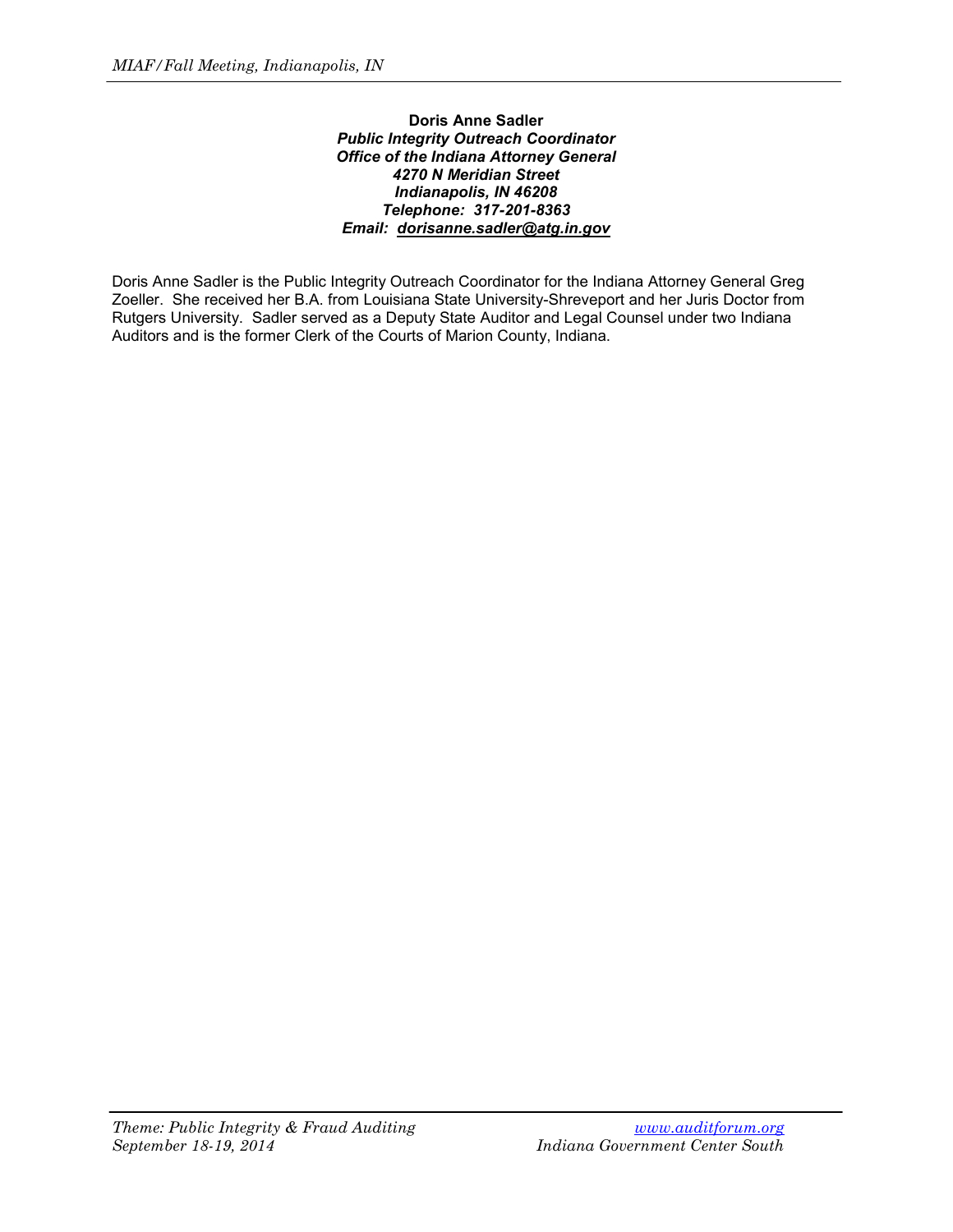**Doris Anne Sadler**
***Public Integrity Outreach Coordinator***
***Office of the Indiana Attorney General***
***4270 N Meridian Street***
***Indianapolis, IN 46208***
***Telephone: 317-201-8363***
***Email: dorisanne.sadler@atg.in.gov***

Doris Anne Sadler is the Public Integrity Outreach Coordinator for the Indiana Attorney General Greg Zoeller. She received her B.A. from Louisiana State University-Shreveport and her Juris Doctor from Rutgers University. Sadler served as a Deputy State Auditor and Legal Counsel under two Indiana Auditors and is the former Clerk of the Courts of Marion County, Indiana.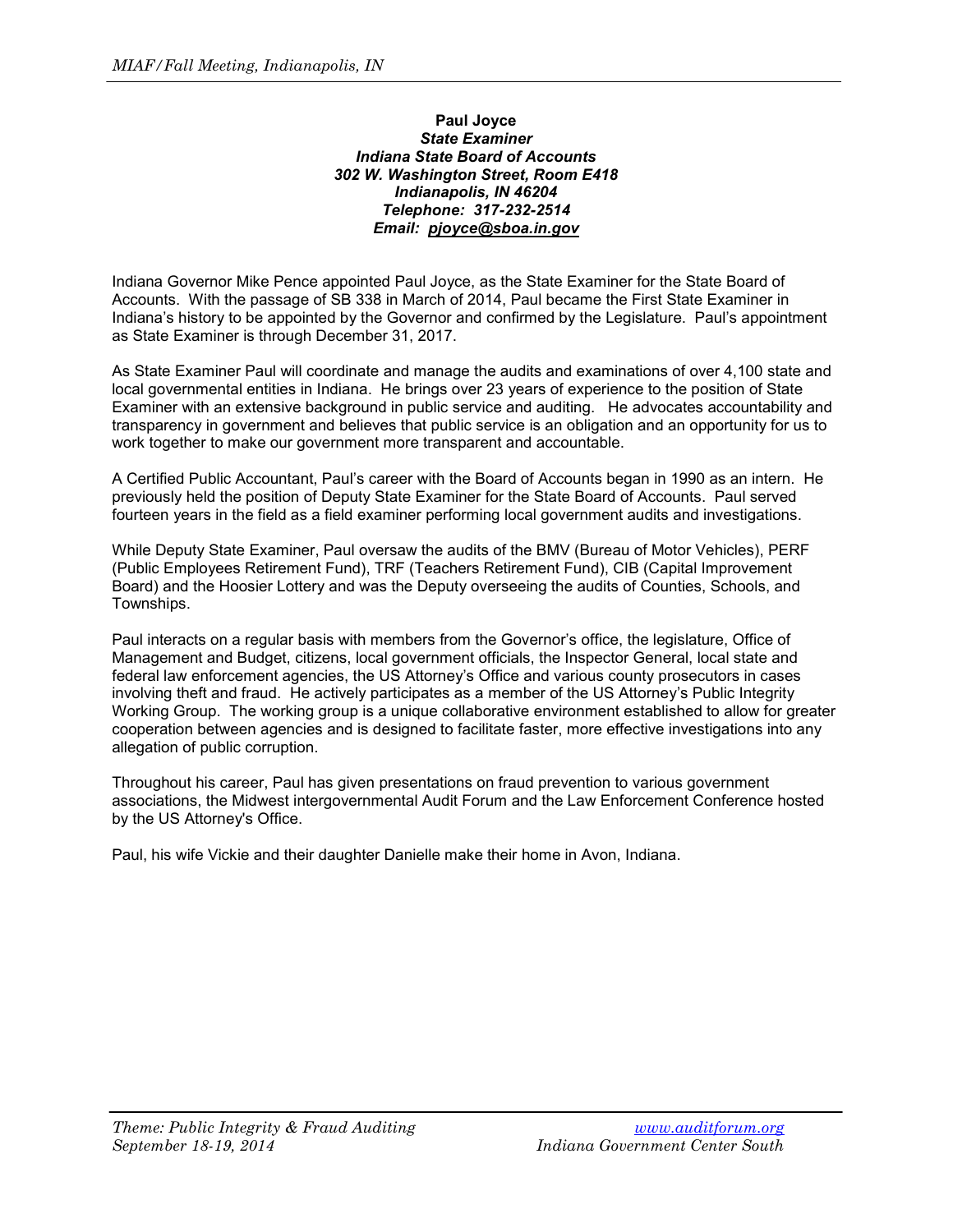**Paul Joyce**
***State Examiner***
***Indiana State Board of Accounts***
***302 W. Washington Street, Room E418***
***Indianapolis, IN 46204***
***Telephone: 317-232-2514***
***Email: pjoyce@sboa.in.gov***

Indiana Governor Mike Pence appointed Paul Joyce, as the State Examiner for the State Board of Accounts. With the passage of SB 338 in March of 2014, Paul became the First State Examiner in Indiana's history to be appointed by the Governor and confirmed by the Legislature. Paul's appointment as State Examiner is through December 31, 2017.

As State Examiner Paul will coordinate and manage the audits and examinations of over 4,100 state and local governmental entities in Indiana. He brings over 23 years of experience to the position of State Examiner with an extensive background in public service and auditing. He advocates accountability and transparency in government and believes that public service is an obligation and an opportunity for us to work together to make our government more transparent and accountable.

A Certified Public Accountant, Paul's career with the Board of Accounts began in 1990 as an intern. He previously held the position of Deputy State Examiner for the State Board of Accounts. Paul served fourteen years in the field as a field examiner performing local government audits and investigations.

While Deputy State Examiner, Paul oversaw the audits of the BMV (Bureau of Motor Vehicles), PERF (Public Employees Retirement Fund), TRF (Teachers Retirement Fund), CIB (Capital Improvement Board) and the Hoosier Lottery and was the Deputy overseeing the audits of Counties, Schools, and Townships.

Paul interacts on a regular basis with members from the Governor's office, the legislature, Office of Management and Budget, citizens, local government officials, the Inspector General, local state and federal law enforcement agencies, the US Attorney's Office and various county prosecutors in cases involving theft and fraud. He actively participates as a member of the US Attorney's Public Integrity Working Group. The working group is a unique collaborative environment established to allow for greater cooperation between agencies and is designed to facilitate faster, more effective investigations into any allegation of public corruption.

Throughout his career, Paul has given presentations on fraud prevention to various government associations, the Midwest intergovernmental Audit Forum and the Law Enforcement Conference hosted by the US Attorney's Office.

Paul, his wife Vickie and their daughter Danielle make their home in Avon, Indiana.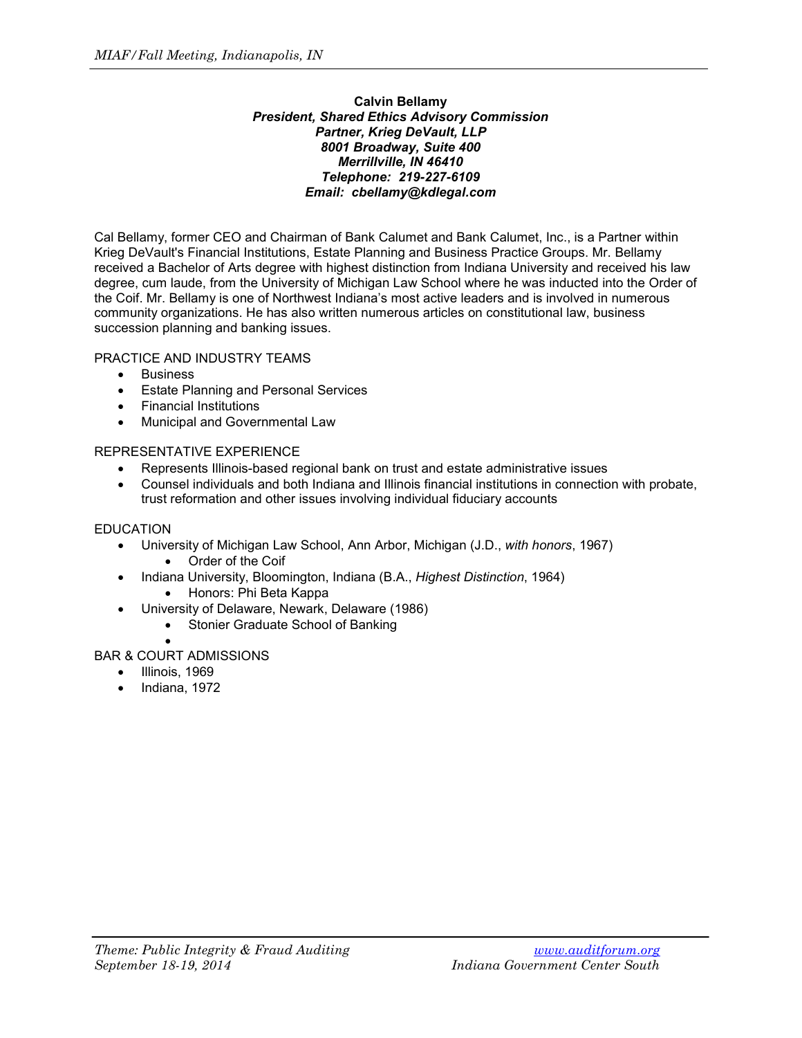**Calvin Bellamy**
***President, Shared Ethics Advisory Commission***
***Partner, Krieg DeVault, LLP***
***8001 Broadway, Suite 400***
***Merrillville, IN 46410***
***Telephone: 219-227-6109***
***Email: cbellamy@kdlegal.com***

Cal Bellamy, former CEO and Chairman of Bank Calumet and Bank Calumet, Inc., is a Partner within Krieg DeVault's Financial Institutions, Estate Planning and Business Practice Groups. Mr. Bellamy received a Bachelor of Arts degree with highest distinction from Indiana University and received his law degree, cum laude, from the University of Michigan Law School where he was inducted into the Order of the Coif. Mr. Bellamy is one of Northwest Indiana's most active leaders and is involved in numerous community organizations. He has also written numerous articles on constitutional law, business succession planning and banking issues.

PRACTICE AND INDUSTRY TEAMS

- Business
- Estate Planning and Personal Services
- Financial Institutions
- Municipal and Governmental Law

REPRESENTATIVE EXPERIENCE

- Represents Illinois-based regional bank on trust and estate administrative issues
- Counsel individuals and both Indiana and Illinois financial institutions in connection with probate, trust reformation and other issues involving individual fiduciary accounts

EDUCATION

- University of Michigan Law School, Ann Arbor, Michigan (J.D., *with honors*, 1967)
  - Order of the Coif
- Indiana University, Bloomington, Indiana (B.A., *Highest Distinction*, 1964)
  - Honors: Phi Beta Kappa
- University of Delaware, Newark, Delaware (1986)
  - Stonier Graduate School of Banking

BAR & COURT ADMISSIONS

- Illinois, 1969
- Indiana, 1972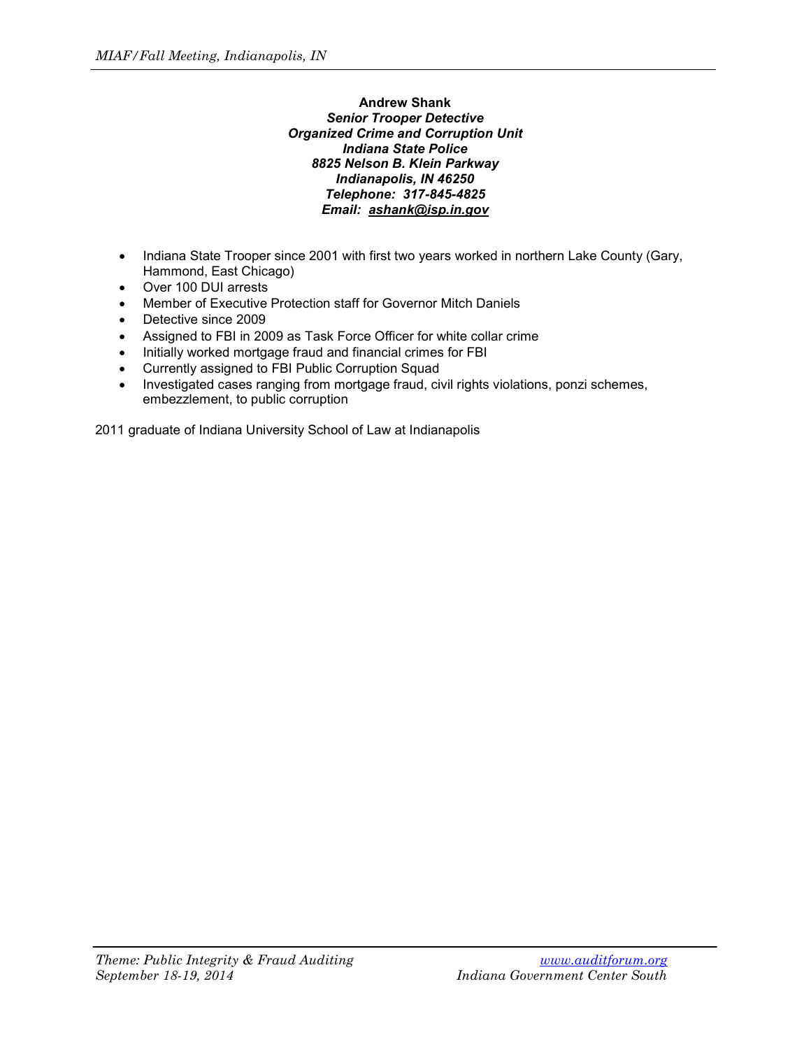**Andrew Shank**
***Senior Trooper Detective***
***Organized Crime and Corruption Unit***
***Indiana State Police***
***8825 Nelson B. Klein Parkway***
***Indianapolis, IN 46250***
***Telephone: 317-845-4825***
***Email: ashank@isp.in.gov***

- Indiana State Trooper since 2001 with first two years worked in northern Lake County (Gary, Hammond, East Chicago)
- Over 100 DUI arrests
- Member of Executive Protection staff for Governor Mitch Daniels
- Detective since 2009
- Assigned to FBI in 2009 as Task Force Officer for white collar crime
- Initially worked mortgage fraud and financial crimes for FBI
- Currently assigned to FBI Public Corruption Squad
- Investigated cases ranging from mortgage fraud, civil rights violations, ponzi schemes, embezzlement, to public corruption

2011 graduate of Indiana University School of Law at Indianapolis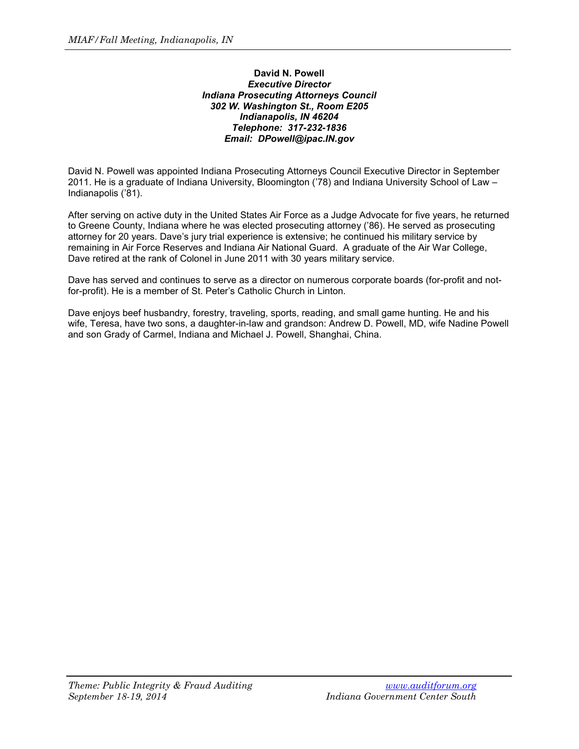**David N. Powell**
***Executive Director***
***Indiana Prosecuting Attorneys Council***
***302 W. Washington St., Room E205***
***Indianapolis, IN 46204***
***Telephone: 317-232-1836***
***Email: DPowell@ipac.IN.gov***

David N. Powell was appointed Indiana Prosecuting Attorneys Council Executive Director in September 2011. He is a graduate of Indiana University, Bloomington ('78) and Indiana University School of Law – Indianapolis ('81).

After serving on active duty in the United States Air Force as a Judge Advocate for five years, he returned to Greene County, Indiana where he was elected prosecuting attorney ('86). He served as prosecuting attorney for 20 years. Dave's jury trial experience is extensive; he continued his military service by remaining in Air Force Reserves and Indiana Air National Guard. A graduate of the Air War College, Dave retired at the rank of Colonel in June 2011 with 30 years military service.

Dave has served and continues to serve as a director on numerous corporate boards (for-profit and not-for-profit). He is a member of St. Peter's Catholic Church in Linton.

Dave enjoys beef husbandry, forestry, traveling, sports, reading, and small game hunting. He and his wife, Teresa, have two sons, a daughter-in-law and grandson: Andrew D. Powell, MD, wife Nadine Powell and son Grady of Carmel, Indiana and Michael J. Powell, Shanghai, China.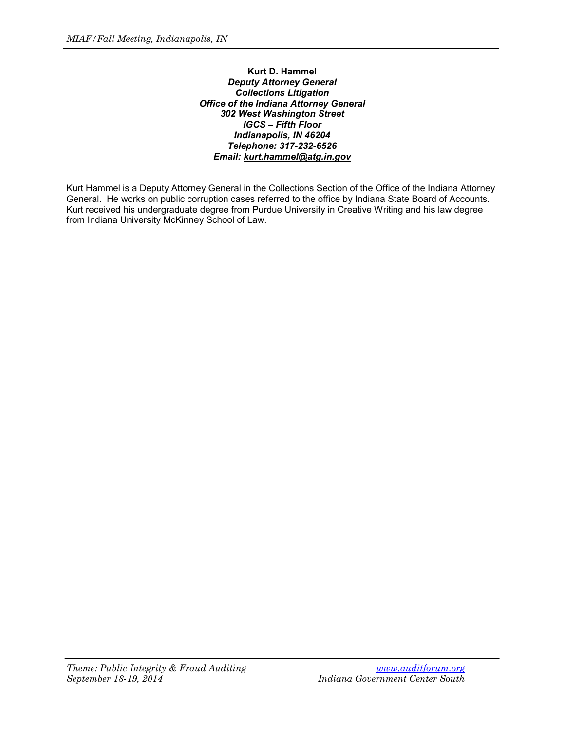**Kurt D. Hammel**
***Deputy Attorney General***
***Collections Litigation***
***Office of the Indiana Attorney General***
***302 West Washington Street***
***IGCS – Fifth Floor***
***Indianapolis, IN 46204***
***Telephone: 317-232-6526***
***Email: kurt.hammel@atg.in.gov***

Kurt Hammel is a Deputy Attorney General in the Collections Section of the Office of the Indiana Attorney General. He works on public corruption cases referred to the office by Indiana State Board of Accounts. Kurt received his undergraduate degree from Purdue University in Creative Writing and his law degree from Indiana University McKinney School of Law.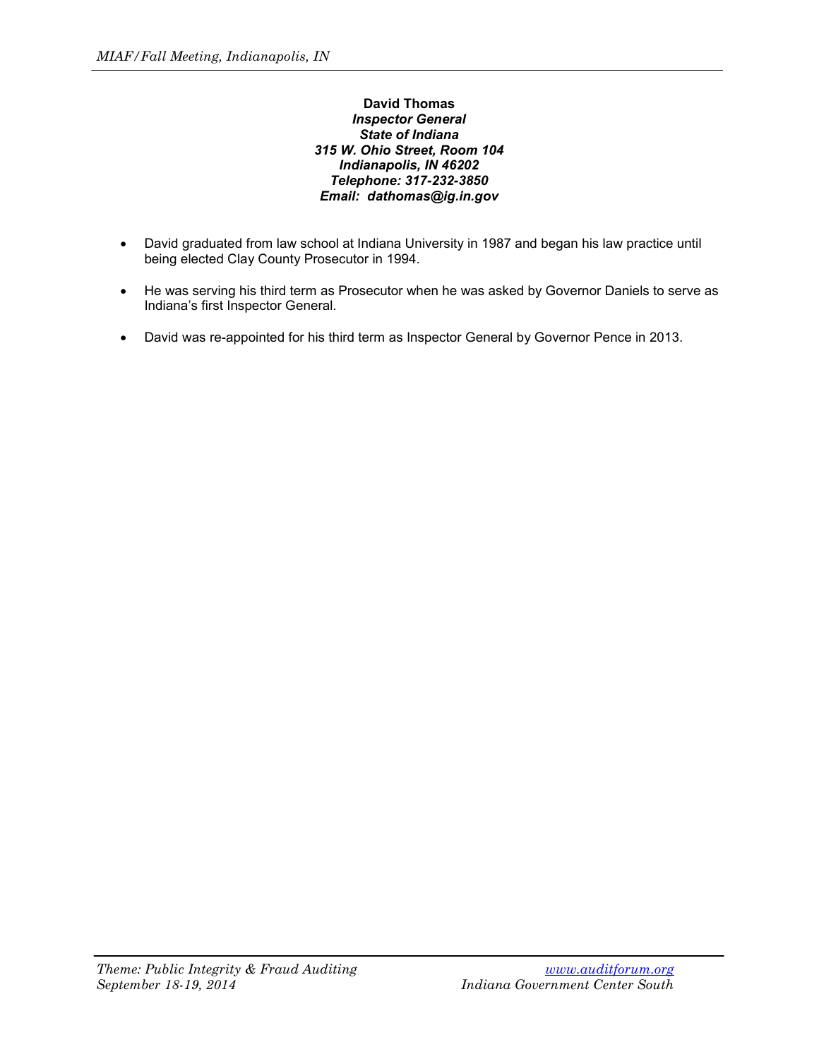**David Thomas**
***Inspector General***
***State of Indiana***
***315 W. Ohio Street, Room 104***
***Indianapolis, IN 46202***
***Telephone: 317-232-3850***
***Email: dathomas@ig.in.gov***

- David graduated from law school at Indiana University in 1987 and began his law practice until being elected Clay County Prosecutor in 1994.
- He was serving his third term as Prosecutor when he was asked by Governor Daniels to serve as Indiana's first Inspector General.
- David was re-appointed for his third term as Inspector General by Governor Pence in 2013.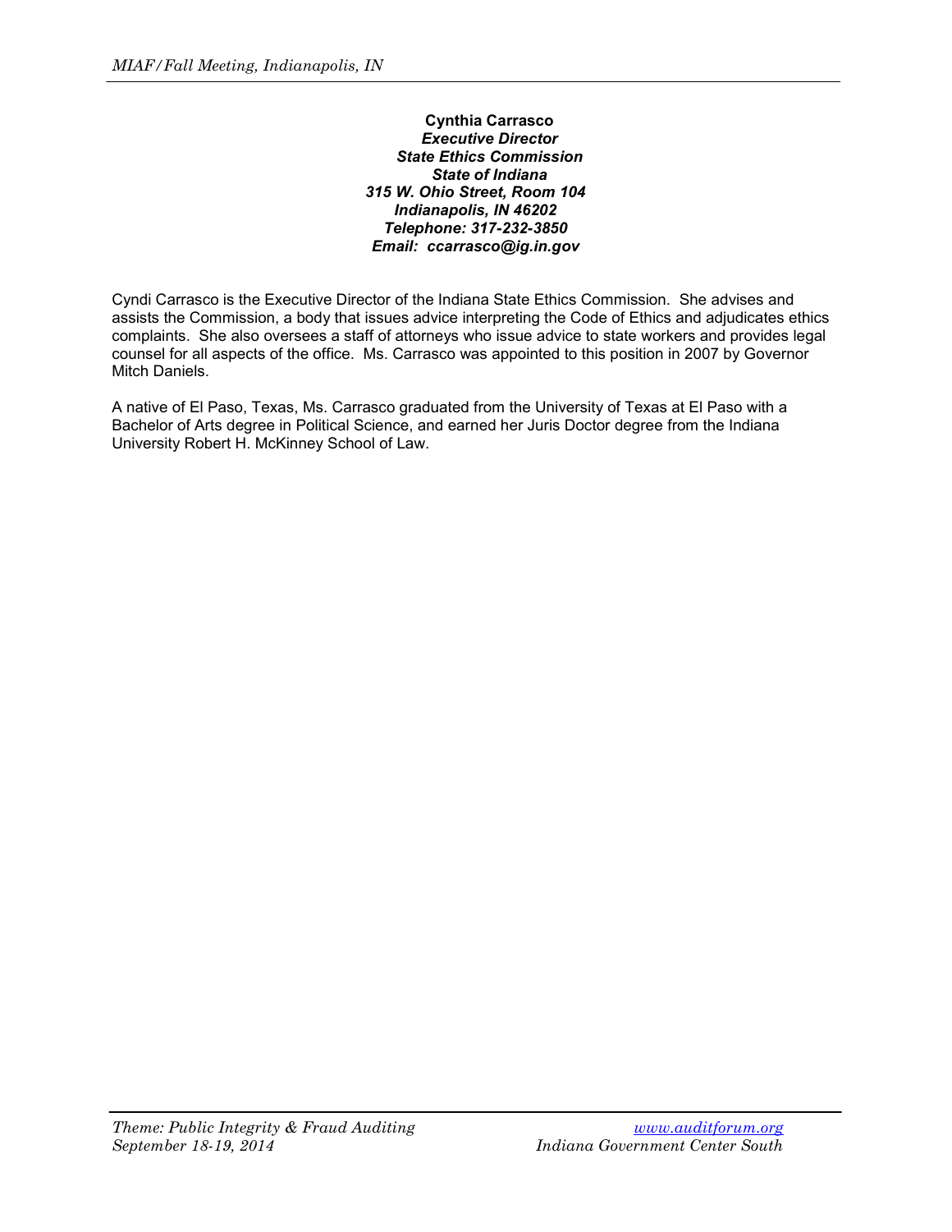**Cynthia Carrasco**
***Executive Director***
***State Ethics Commission***
***State of Indiana***
***315 W. Ohio Street, Room 104***
***Indianapolis, IN 46202***
***Telephone: 317-232-3850***
***Email: ccarrasco@ig.in.gov***

Cyndi Carrasco is the Executive Director of the Indiana State Ethics Commission. She advises and assists the Commission, a body that issues advice interpreting the Code of Ethics and adjudicates ethics complaints. She also oversees a staff of attorneys who issue advice to state workers and provides legal counsel for all aspects of the office. Ms. Carrasco was appointed to this position in 2007 by Governor Mitch Daniels.

A native of El Paso, Texas, Ms. Carrasco graduated from the University of Texas at El Paso with a Bachelor of Arts degree in Political Science, and earned her Juris Doctor degree from the Indiana University Robert H. McKinney School of Law.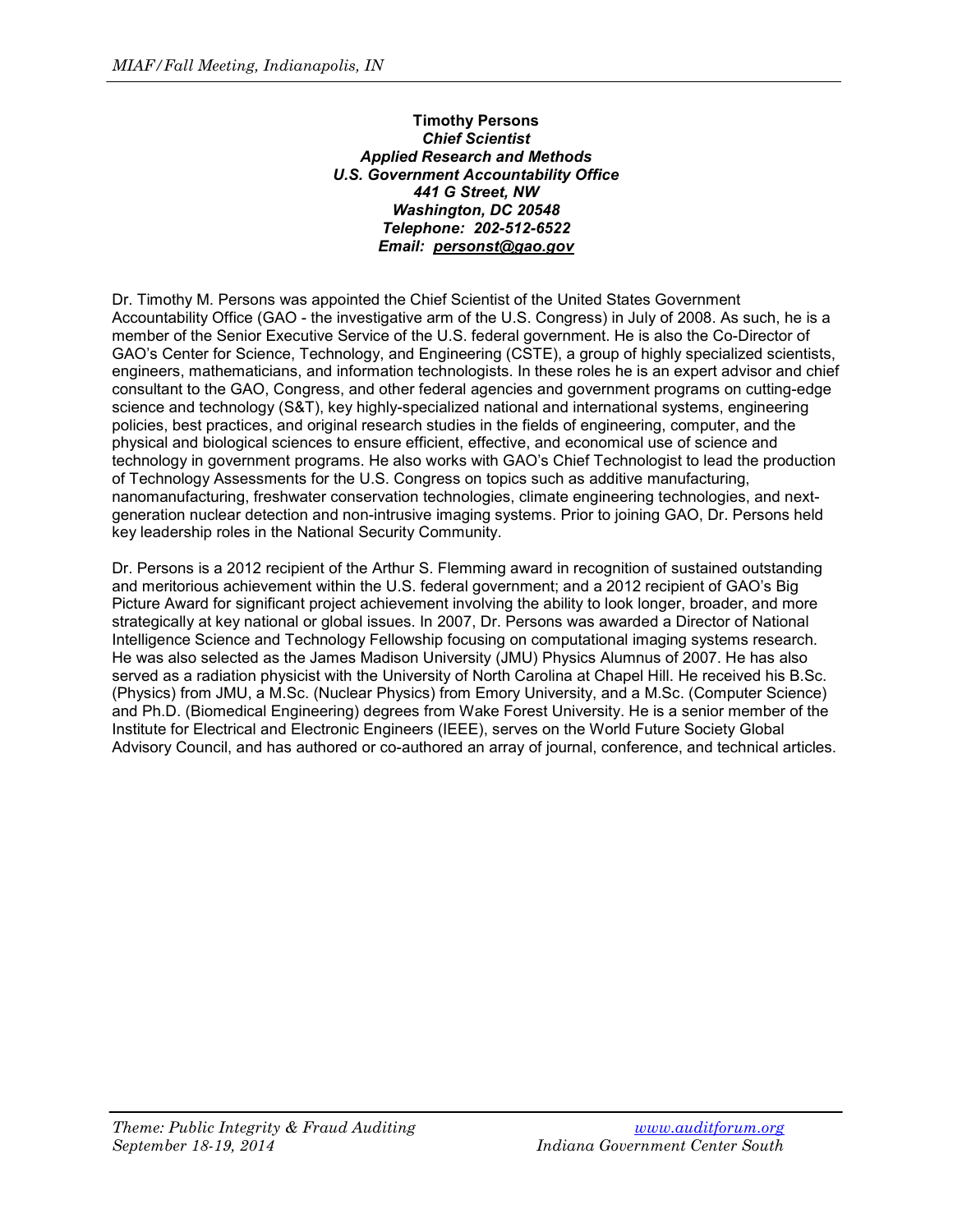**Timothy Persons**
***Chief Scientist***
***Applied Research and Methods***
***U.S. Government Accountability Office***
***441 G Street, NW***
***Washington, DC 20548***
***Telephone: 202-512-6522***
***Email: personst@gao.gov***

Dr. Timothy M. Persons was appointed the Chief Scientist of the United States Government Accountability Office (GAO - the investigative arm of the U.S. Congress) in July of 2008. As such, he is a member of the Senior Executive Service of the U.S. federal government. He is also the Co-Director of GAO's Center for Science, Technology, and Engineering (CSTE), a group of highly specialized scientists, engineers, mathematicians, and information technologists. In these roles he is an expert advisor and chief consultant to the GAO, Congress, and other federal agencies and government programs on cutting-edge science and technology (S&T), key highly-specialized national and international systems, engineering policies, best practices, and original research studies in the fields of engineering, computer, and the physical and biological sciences to ensure efficient, effective, and economical use of science and technology in government programs. He also works with GAO's Chief Technologist to lead the production of Technology Assessments for the U.S. Congress on topics such as additive manufacturing, nanomanufacturing, freshwater conservation technologies, climate engineering technologies, and next-generation nuclear detection and non-intrusive imaging systems. Prior to joining GAO, Dr. Persons held key leadership roles in the National Security Community.

Dr. Persons is a 2012 recipient of the Arthur S. Flemming award in recognition of sustained outstanding and meritorious achievement within the U.S. federal government; and a 2012 recipient of GAO's Big Picture Award for significant project achievement involving the ability to look longer, broader, and more strategically at key national or global issues. In 2007, Dr. Persons was awarded a Director of National Intelligence Science and Technology Fellowship focusing on computational imaging systems research. He was also selected as the James Madison University (JMU) Physics Alumnus of 2007. He has also served as a radiation physicist with the University of North Carolina at Chapel Hill. He received his B.Sc. (Physics) from JMU, a M.Sc. (Nuclear Physics) from Emory University, and a M.Sc. (Computer Science) and Ph.D. (Biomedical Engineering) degrees from Wake Forest University. He is a senior member of the Institute for Electrical and Electronic Engineers (IEEE), serves on the World Future Society Global Advisory Council, and has authored or co-authored an array of journal, conference, and technical articles.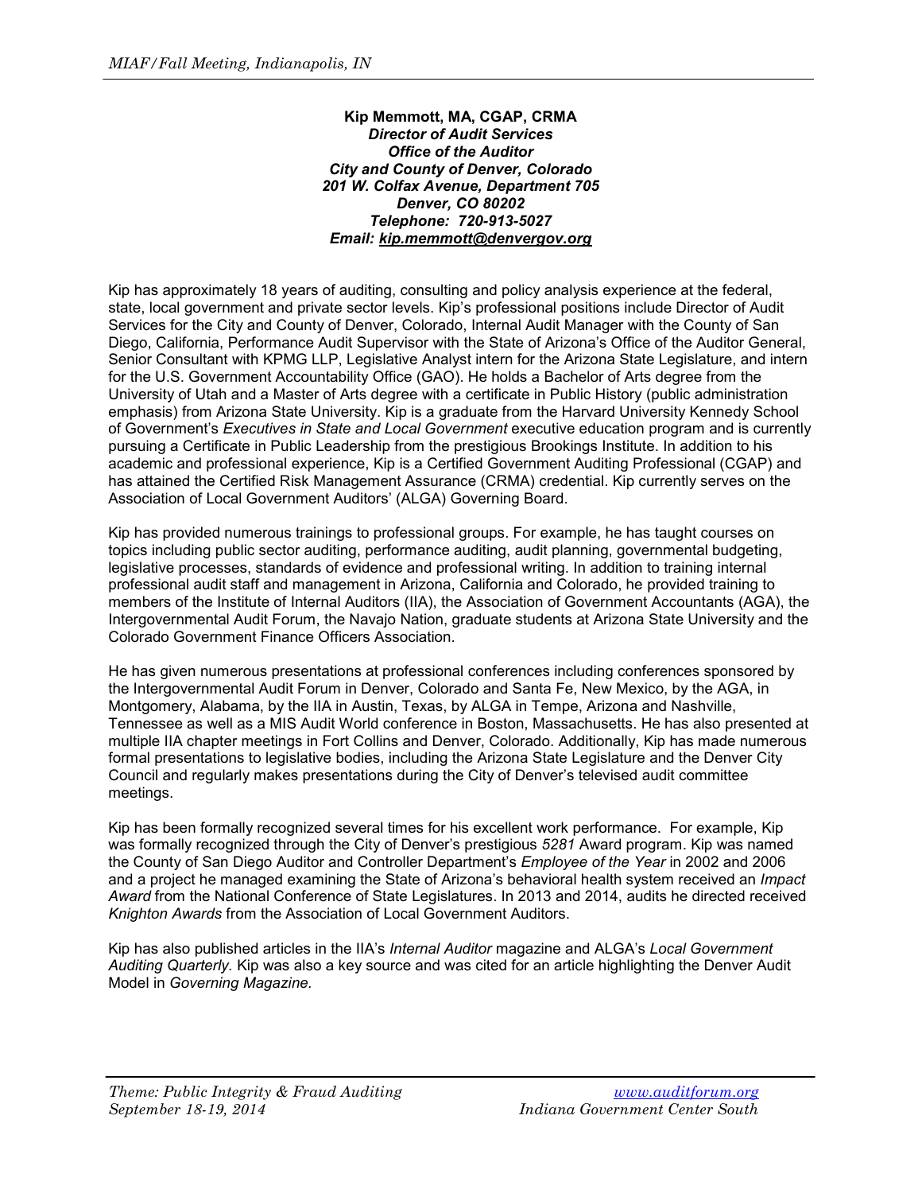**Kip Memmott, MA, CGAP, CRMA**
***Director of Audit Services***
***Office of the Auditor***
***City and County of Denver, Colorado***
***201 W. Colfax Avenue, Department 705***
***Denver, CO 80202***
***Telephone: 720-913-5027***
***Email: kip.memmott@denvergov.org***

Kip has approximately 18 years of auditing, consulting and policy analysis experience at the federal, state, local government and private sector levels. Kip's professional positions include Director of Audit Services for the City and County of Denver, Colorado, Internal Audit Manager with the County of San Diego, California, Performance Audit Supervisor with the State of Arizona's Office of the Auditor General, Senior Consultant with KPMG LLP, Legislative Analyst intern for the Arizona State Legislature, and intern for the U.S. Government Accountability Office (GAO). He holds a Bachelor of Arts degree from the University of Utah and a Master of Arts degree with a certificate in Public History (public administration emphasis) from Arizona State University. Kip is a graduate from the Harvard University Kennedy School of Government's *Executives in State and Local Government* executive education program and is currently pursuing a Certificate in Public Leadership from the prestigious Brookings Institute. In addition to his academic and professional experience, Kip is a Certified Government Auditing Professional (CGAP) and has attained the Certified Risk Management Assurance (CRMA) credential. Kip currently serves on the Association of Local Government Auditors' (ALGA) Governing Board.

Kip has provided numerous trainings to professional groups. For example, he has taught courses on topics including public sector auditing, performance auditing, audit planning, governmental budgeting, legislative processes, standards of evidence and professional writing. In addition to training internal professional audit staff and management in Arizona, California and Colorado, he provided training to members of the Institute of Internal Auditors (IIA), the Association of Government Accountants (AGA), the Intergovernmental Audit Forum, the Navajo Nation, graduate students at Arizona State University and the Colorado Government Finance Officers Association.

He has given numerous presentations at professional conferences including conferences sponsored by the Intergovernmental Audit Forum in Denver, Colorado and Santa Fe, New Mexico, by the AGA, in Montgomery, Alabama, by the IIA in Austin, Texas, by ALGA in Tempe, Arizona and Nashville, Tennessee as well as a MIS Audit World conference in Boston, Massachusetts. He has also presented at multiple IIA chapter meetings in Fort Collins and Denver, Colorado. Additionally, Kip has made numerous formal presentations to legislative bodies, including the Arizona State Legislature and the Denver City Council and regularly makes presentations during the City of Denver's televised audit committee meetings.

Kip has been formally recognized several times for his excellent work performance. For example, Kip was formally recognized through the City of Denver's prestigious *5281* Award program. Kip was named the County of San Diego Auditor and Controller Department's *Employee of the Year* in 2002 and 2006 and a project he managed examining the State of Arizona's behavioral health system received an *Impact Award* from the National Conference of State Legislatures. In 2013 and 2014, audits he directed received *Knighton Awards* from the Association of Local Government Auditors.

Kip has also published articles in the IIA's *Internal Auditor* magazine and ALGA's *Local Government Auditing Quarterly.* Kip was also a key source and was cited for an article highlighting the Denver Audit Model in *Governing Magazine.*